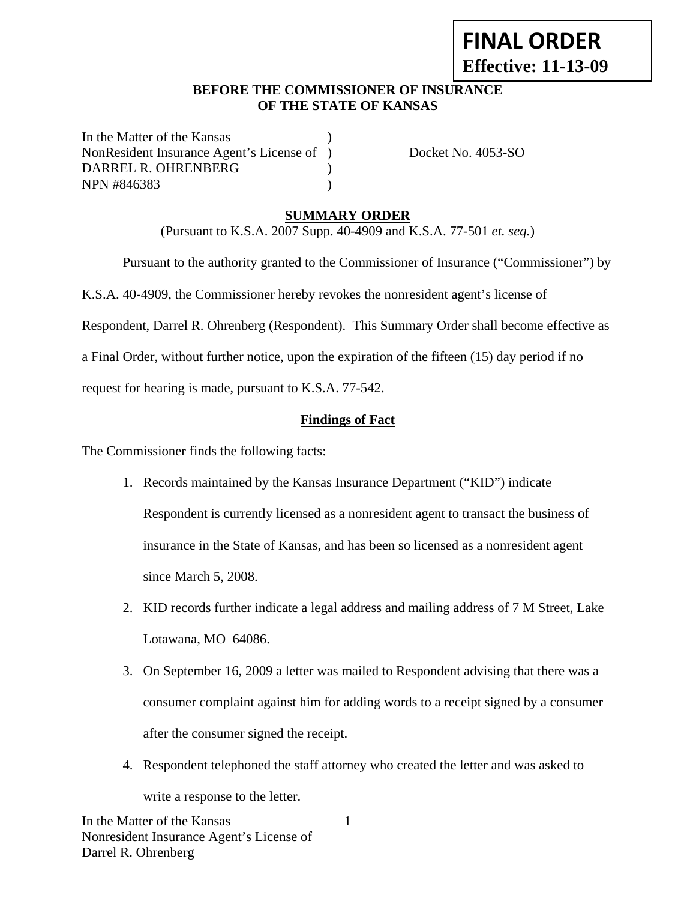**FINAL ORDER**
**Effective: 11-13-09**

**BEFORE THE COMMISSIONER OF INSURANCE**
**OF THE STATE OF KANSAS**

| | | |
|---|---|---|
| In the Matter of the Kansas | ) | |
| NonResident Insurance Agent's License of | ) | Docket No. 4053-SO |
| DARREL R. OHRENBERG | ) | |
| NPN #846383 | ) | |

## SUMMARY ORDER

(Pursuant to K.S.A. 2007 Supp. 40-4909 and K.S.A. 77-501 *et. seq.*)

Pursuant to the authority granted to the Commissioner of Insurance ("Commissioner") by K.S.A. 40-4909, the Commissioner hereby revokes the nonresident agent's license of Respondent, Darrel R. Ohrenberg (Respondent). This Summary Order shall become effective as a Final Order, without further notice, upon the expiration of the fifteen (15) day period if no request for hearing is made, pursuant to K.S.A. 77-542.

### Findings of Fact

The Commissioner finds the following facts:

1. Records maintained by the Kansas Insurance Department ("KID") indicate Respondent is currently licensed as a nonresident agent to transact the business of insurance in the State of Kansas, and has been so licensed as a nonresident agent since March 5, 2008.
2. KID records further indicate a legal address and mailing address of 7 M Street, Lake Lotawana, MO 64086.
3. On September 16, 2009 a letter was mailed to Respondent advising that there was a consumer complaint against him for adding words to a receipt signed by a consumer after the consumer signed the receipt.
4. Respondent telephoned the staff attorney who created the letter and was asked to write a response to the letter.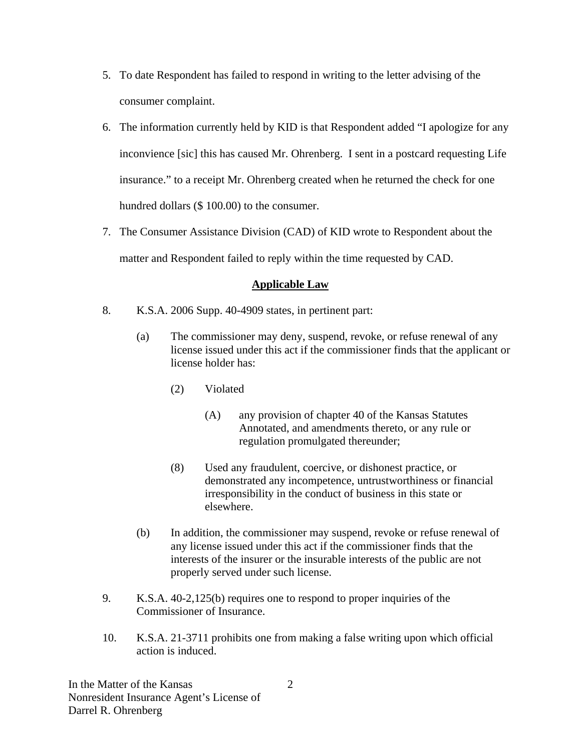5. To date Respondent has failed to respond in writing to the letter advising of the consumer complaint.

6. The information currently held by KID is that Respondent added "I apologize for any inconvience [sic] this has caused Mr. Ohrenberg. I sent in a postcard requesting Life insurance." to a receipt Mr. Ohrenberg created when he returned the check for one hundred dollars ($ 100.00) to the consumer.

7. The Consumer Assistance Division (CAD) of KID wrote to Respondent about the matter and Respondent failed to reply within the time requested by CAD.

## **Applicable Law**

8. K.S.A. 2006 Supp. 40-4909 states, in pertinent part:

   (a) The commissioner may deny, suspend, revoke, or refuse renewal of any license issued under this act if the commissioner finds that the applicant or license holder has:

      (2) Violated

         (A) any provision of chapter 40 of the Kansas Statutes Annotated, and amendments thereto, or any rule or regulation promulgated thereunder;

      (8) Used any fraudulent, coercive, or dishonest practice, or demonstrated any incompetence, untrustworthiness or financial irresponsibility in the conduct of business in this state or elsewhere.

   (b) In addition, the commissioner may suspend, revoke or refuse renewal of any license issued under this act if the commissioner finds that the interests of the insurer or the insurable interests of the public are not properly served under such license.

9. K.S.A. 40-2,125(b) requires one to respond to proper inquiries of the Commissioner of Insurance.

10. K.S.A. 21-3711 prohibits one from making a false writing upon which official action is induced.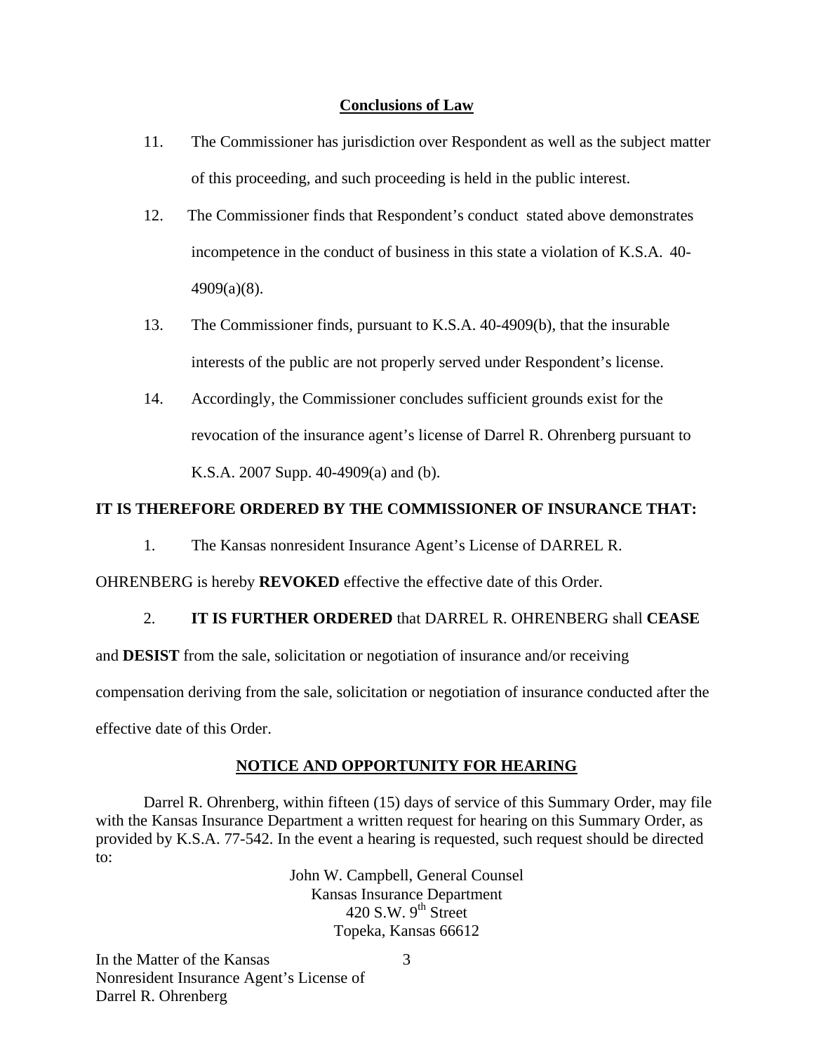## Conclusions of Law

11. The Commissioner has jurisdiction over Respondent as well as the subject matter of this proceeding, and such proceeding is held in the public interest.

12. The Commissioner finds that Respondent's conduct stated above demonstrates incompetence in the conduct of business in this state a violation of K.S.A. 40-4909(a)(8).

13. The Commissioner finds, pursuant to K.S.A. 40-4909(b), that the insurable interests of the public are not properly served under Respondent's license.

14. Accordingly, the Commissioner concludes sufficient grounds exist for the revocation of the insurance agent's license of Darrel R. Ohrenberg pursuant to K.S.A. 2007 Supp. 40-4909(a) and (b).

**IT IS THEREFORE ORDERED BY THE COMMISSIONER OF INSURANCE THAT:**

1. The Kansas nonresident Insurance Agent's License of DARREL R. OHRENBERG is hereby **REVOKED** effective the effective date of this Order.

2. **IT IS FURTHER ORDERED** that DARREL R. OHRENBERG shall **CEASE** and **DESIST** from the sale, solicitation or negotiation of insurance and/or receiving compensation deriving from the sale, solicitation or negotiation of insurance conducted after the effective date of this Order.

## NOTICE AND OPPORTUNITY FOR HEARING

Darrel R. Ohrenberg, within fifteen (15) days of service of this Summary Order, may file with the Kansas Insurance Department a written request for hearing on this Summary Order, as provided by K.S.A. 77-542. In the event a hearing is requested, such request should be directed to:

John W. Campbell, General Counsel
Kansas Insurance Department
420 S.W. 9th Street
Topeka, Kansas 66612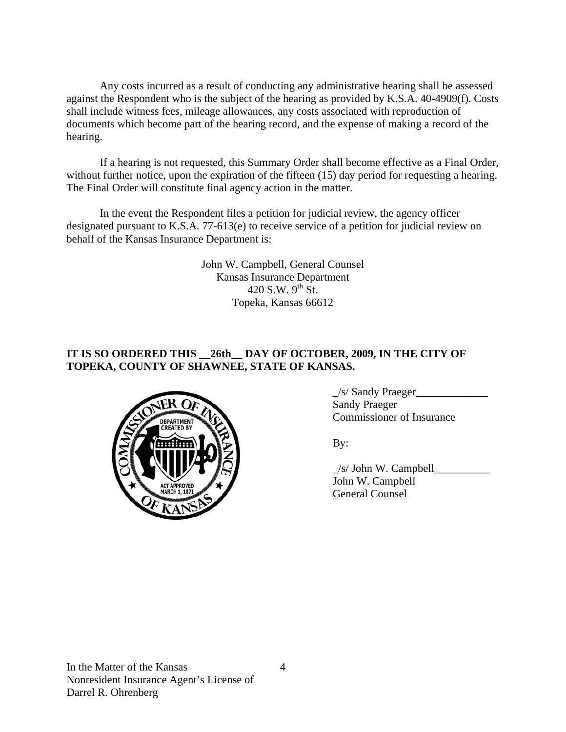Any costs incurred as a result of conducting any administrative hearing shall be assessed against the Respondent who is the subject of the hearing as provided by K.S.A. 40-4909(f). Costs shall include witness fees, mileage allowances, any costs associated with reproduction of documents which become part of the hearing record, and the expense of making a record of the hearing.

If a hearing is not requested, this Summary Order shall become effective as a Final Order, without further notice, upon the expiration of the fifteen (15) day period for requesting a hearing. The Final Order will constitute final agency action in the matter.

In the event the Respondent files a petition for judicial review, the agency officer designated pursuant to K.S.A. 77-613(e) to receive service of a petition for judicial review on behalf of the Kansas Insurance Department is:

John W. Campbell, General Counsel
Kansas Insurance Department
420 S.W. 9th St.
Topeka, Kansas 66612

**IT IS SO ORDERED THIS __26th__ DAY OF OCTOBER, 2009, IN THE CITY OF TOPEKA, COUNTY OF SHAWNEE, STATE OF KANSAS.**

_/s/ Sandy Praeger_____________
Sandy Praeger
Commissioner of Insurance

By:

_/s/ John W. Campbell__________
John W. Campbell
General Counsel

In the Matter of the Kansas
Nonresident Insurance Agent's License of
Darrel R. Ohrenberg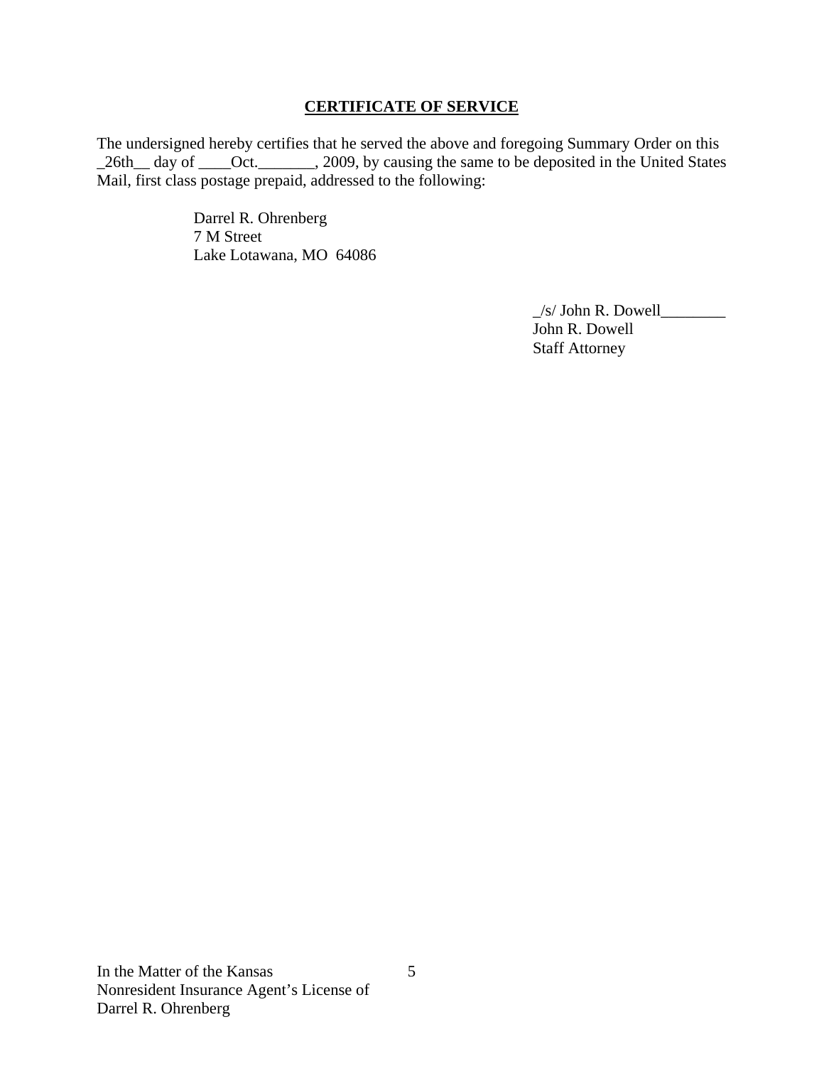## CERTIFICATE OF SERVICE

The undersigned hereby certifies that he served the above and foregoing Summary Order on this _26th__ day of ____Oct._______, 2009, by causing the same to be deposited in the United States Mail, first class postage prepaid, addressed to the following:

Darrel R. Ohrenberg
7 M Street
Lake Lotawana, MO 64086

_/s/ John R. Dowell________
John R. Dowell
Staff Attorney